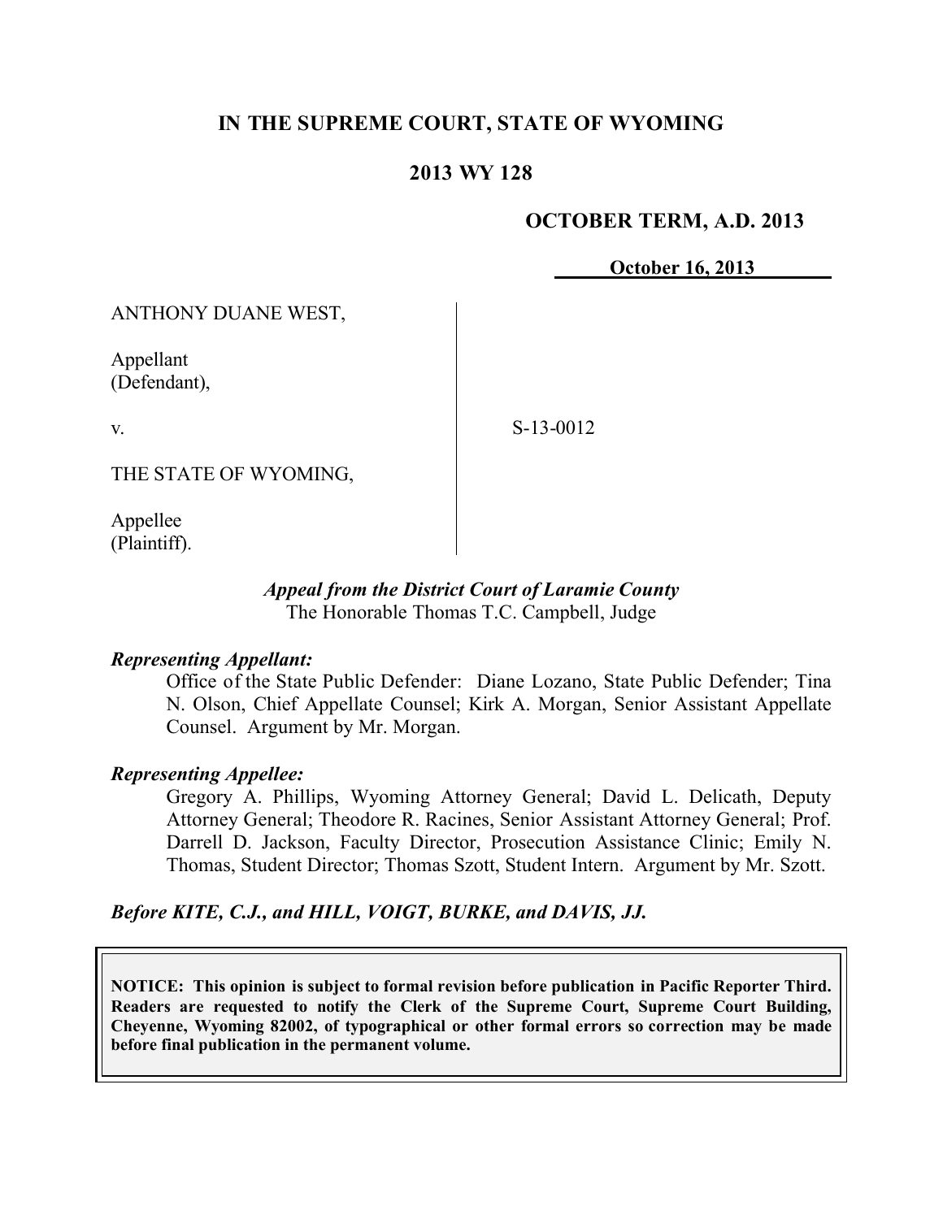# IN THE SUPREME COURT, STATE OF WYOMING

## 2013 WY 128

**OCTOBER TERM, A.D. 2013**

**October 16, 2013**

ANTHONY DUANE WEST,

Appellant
(Defendant),

v.

S-13-0012

THE STATE OF WYOMING,

Appellee
(Plaintiff).

*Appeal from the District Court of Laramie County*
The Honorable Thomas T.C. Campbell, Judge

***Representing Appellant:***

Office of the State Public Defender: Diane Lozano, State Public Defender; Tina N. Olson, Chief Appellate Counsel; Kirk A. Morgan, Senior Assistant Appellate Counsel. Argument by Mr. Morgan.

***Representing Appellee:***

Gregory A. Phillips, Wyoming Attorney General; David L. Delicath, Deputy Attorney General; Theodore R. Racines, Senior Assistant Attorney General; Prof. Darrell D. Jackson, Faculty Director, Prosecution Assistance Clinic; Emily N. Thomas, Student Director; Thomas Szott, Student Intern. Argument by Mr. Szott.

***Before KITE, C.J., and HILL, VOIGT, BURKE, and DAVIS, JJ.***

**NOTICE: This opinion is subject to formal revision before publication in Pacific Reporter Third. Readers are requested to notify the Clerk of the Supreme Court, Supreme Court Building, Cheyenne, Wyoming 82002, of typographical or other formal errors so correction may be made before final publication in the permanent volume.**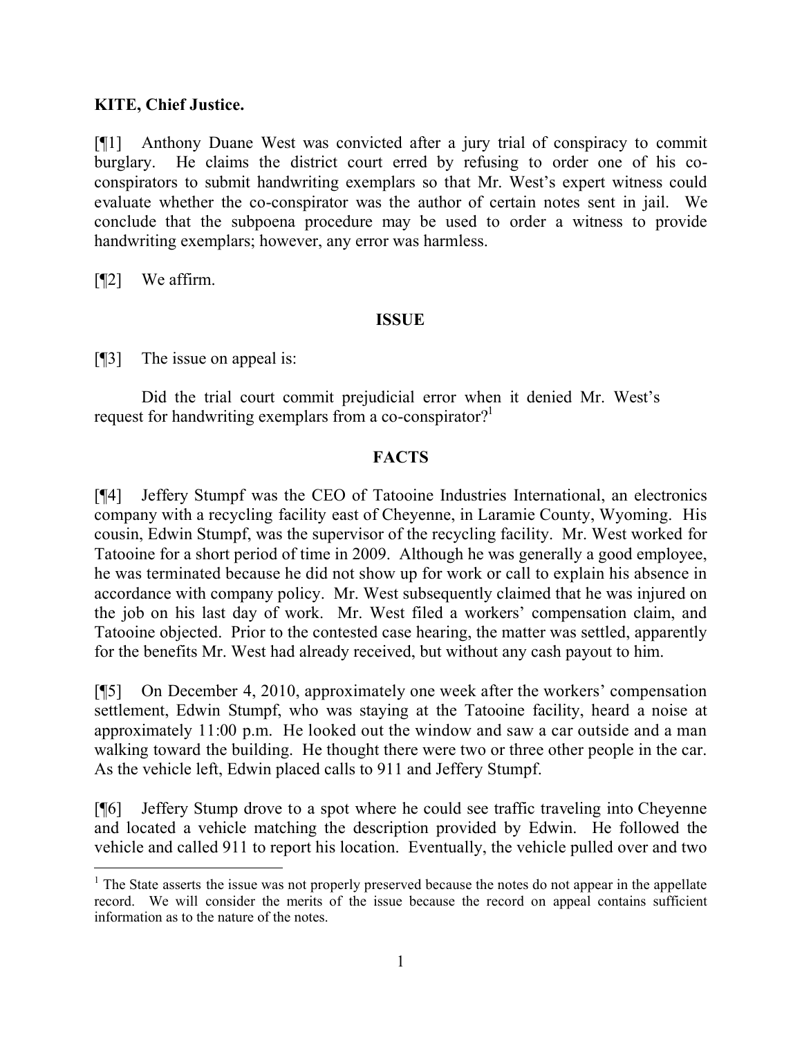**KITE, Chief Justice.**

[¶1] Anthony Duane West was convicted after a jury trial of conspiracy to commit burglary. He claims the district court erred by refusing to order one of his co-conspirators to submit handwriting exemplars so that Mr. West's expert witness could evaluate whether the co-conspirator was the author of certain notes sent in jail. We conclude that the subpoena procedure may be used to order a witness to provide handwriting exemplars; however, any error was harmless.

[¶2] We affirm.

## ISSUE

[¶3] The issue on appeal is:

Did the trial court commit prejudicial error when it denied Mr. West's request for handwriting exemplars from a co-conspirator?[1]

## FACTS

[¶4] Jeffery Stumpf was the CEO of Tatooine Industries International, an electronics company with a recycling facility east of Cheyenne, in Laramie County, Wyoming. His cousin, Edwin Stumpf, was the supervisor of the recycling facility. Mr. West worked for Tatooine for a short period of time in 2009. Although he was generally a good employee, he was terminated because he did not show up for work or call to explain his absence in accordance with company policy. Mr. West subsequently claimed that he was injured on the job on his last day of work. Mr. West filed a workers' compensation claim, and Tatooine objected. Prior to the contested case hearing, the matter was settled, apparently for the benefits Mr. West had already received, but without any cash payout to him.

[¶5] On December 4, 2010, approximately one week after the workers' compensation settlement, Edwin Stumpf, who was staying at the Tatooine facility, heard a noise at approximately 11:00 p.m. He looked out the window and saw a car outside and a man walking toward the building. He thought there were two or three other people in the car. As the vehicle left, Edwin placed calls to 911 and Jeffery Stumpf.

[¶6] Jeffery Stump drove to a spot where he could see traffic traveling into Cheyenne and located a vehicle matching the description provided by Edwin. He followed the vehicle and called 911 to report his location. Eventually, the vehicle pulled over and two

---

[1] The State asserts the issue was not properly preserved because the notes do not appear in the appellate record. We will consider the merits of the issue because the record on appeal contains sufficient information as to the nature of the notes.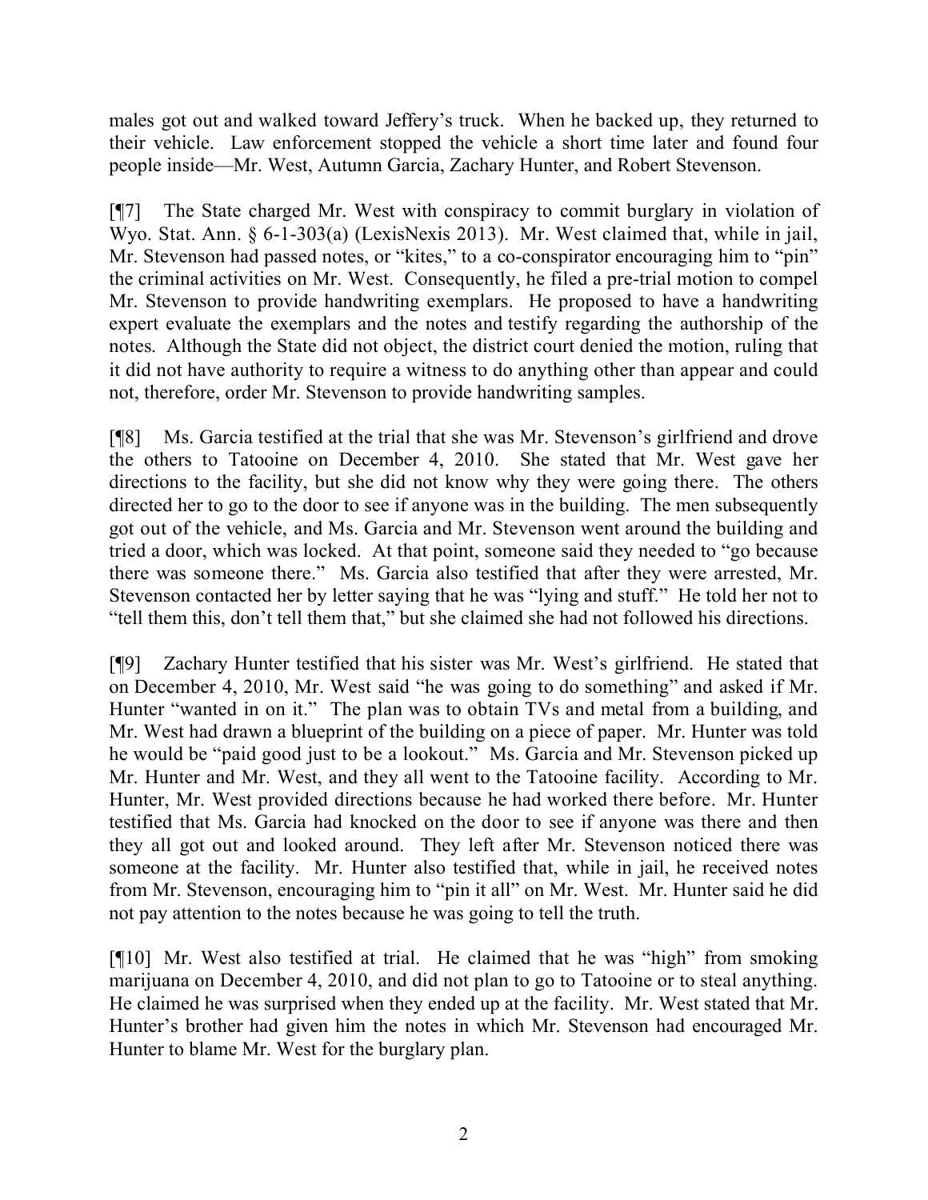males got out and walked toward Jeffery's truck. When he backed up, they returned to their vehicle. Law enforcement stopped the vehicle a short time later and found four people inside—Mr. West, Autumn Garcia, Zachary Hunter, and Robert Stevenson.

[¶7] The State charged Mr. West with conspiracy to commit burglary in violation of Wyo. Stat. Ann. § 6-1-303(a) (LexisNexis 2013). Mr. West claimed that, while in jail, Mr. Stevenson had passed notes, or "kites," to a co-conspirator encouraging him to "pin" the criminal activities on Mr. West. Consequently, he filed a pre-trial motion to compel Mr. Stevenson to provide handwriting exemplars. He proposed to have a handwriting expert evaluate the exemplars and the notes and testify regarding the authorship of the notes. Although the State did not object, the district court denied the motion, ruling that it did not have authority to require a witness to do anything other than appear and could not, therefore, order Mr. Stevenson to provide handwriting samples.

[¶8] Ms. Garcia testified at the trial that she was Mr. Stevenson's girlfriend and drove the others to Tatooine on December 4, 2010. She stated that Mr. West gave her directions to the facility, but she did not know why they were going there. The others directed her to go to the door to see if anyone was in the building. The men subsequently got out of the vehicle, and Ms. Garcia and Mr. Stevenson went around the building and tried a door, which was locked. At that point, someone said they needed to "go because there was someone there." Ms. Garcia also testified that after they were arrested, Mr. Stevenson contacted her by letter saying that he was "lying and stuff." He told her not to "tell them this, don't tell them that," but she claimed she had not followed his directions.

[¶9] Zachary Hunter testified that his sister was Mr. West's girlfriend. He stated that on December 4, 2010, Mr. West said "he was going to do something" and asked if Mr. Hunter "wanted in on it." The plan was to obtain TVs and metal from a building, and Mr. West had drawn a blueprint of the building on a piece of paper. Mr. Hunter was told he would be "paid good just to be a lookout." Ms. Garcia and Mr. Stevenson picked up Mr. Hunter and Mr. West, and they all went to the Tatooine facility. According to Mr. Hunter, Mr. West provided directions because he had worked there before. Mr. Hunter testified that Ms. Garcia had knocked on the door to see if anyone was there and then they all got out and looked around. They left after Mr. Stevenson noticed there was someone at the facility. Mr. Hunter also testified that, while in jail, he received notes from Mr. Stevenson, encouraging him to "pin it all" on Mr. West. Mr. Hunter said he did not pay attention to the notes because he was going to tell the truth.

[¶10] Mr. West also testified at trial. He claimed that he was "high" from smoking marijuana on December 4, 2010, and did not plan to go to Tatooine or to steal anything. He claimed he was surprised when they ended up at the facility. Mr. West stated that Mr. Hunter's brother had given him the notes in which Mr. Stevenson had encouraged Mr. Hunter to blame Mr. West for the burglary plan.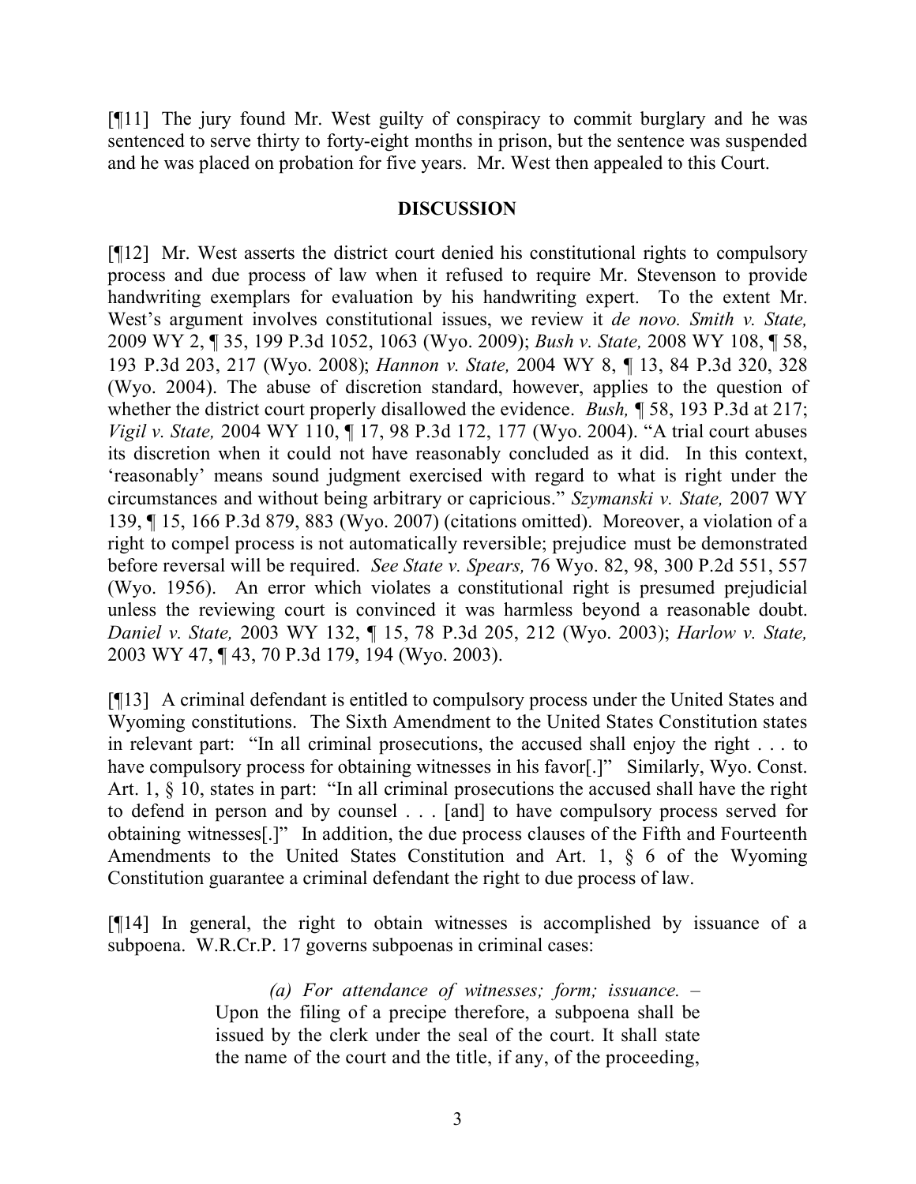[¶11] The jury found Mr. West guilty of conspiracy to commit burglary and he was sentenced to serve thirty to forty-eight months in prison, but the sentence was suspended and he was placed on probation for five years. Mr. West then appealed to this Court.

**DISCUSSION**

[¶12] Mr. West asserts the district court denied his constitutional rights to compulsory process and due process of law when it refused to require Mr. Stevenson to provide handwriting exemplars for evaluation by his handwriting expert. To the extent Mr. West's argument involves constitutional issues, we review it *de novo*. *Smith v. State,* 2009 WY 2, ¶ 35, 199 P.3d 1052, 1063 (Wyo. 2009); *Bush v. State,* 2008 WY 108, ¶ 58, 193 P.3d 203, 217 (Wyo. 2008); *Hannon v. State,* 2004 WY 8, ¶ 13, 84 P.3d 320, 328 (Wyo. 2004). The abuse of discretion standard, however, applies to the question of whether the district court properly disallowed the evidence. *Bush,* ¶ 58, 193 P.3d at 217; *Vigil v. State,* 2004 WY 110, ¶ 17, 98 P.3d 172, 177 (Wyo. 2004). "A trial court abuses its discretion when it could not have reasonably concluded as it did. In this context, 'reasonably' means sound judgment exercised with regard to what is right under the circumstances and without being arbitrary or capricious." *Szymanski v. State,* 2007 WY 139, ¶ 15, 166 P.3d 879, 883 (Wyo. 2007) (citations omitted). Moreover, a violation of a right to compel process is not automatically reversible; prejudice must be demonstrated before reversal will be required. *See State v. Spears,* 76 Wyo. 82, 98, 300 P.2d 551, 557 (Wyo. 1956). An error which violates a constitutional right is presumed prejudicial unless the reviewing court is convinced it was harmless beyond a reasonable doubt. *Daniel v. State,* 2003 WY 132, ¶ 15, 78 P.3d 205, 212 (Wyo. 2003); *Harlow v. State,* 2003 WY 47, ¶ 43, 70 P.3d 179, 194 (Wyo. 2003).

[¶13] A criminal defendant is entitled to compulsory process under the United States and Wyoming constitutions. The Sixth Amendment to the United States Constitution states in relevant part: "In all criminal prosecutions, the accused shall enjoy the right . . . to have compulsory process for obtaining witnesses in his favor[.]" Similarly, Wyo. Const. Art. 1, § 10, states in part: "In all criminal prosecutions the accused shall have the right to defend in person and by counsel . . . [and] to have compulsory process served for obtaining witnesses[.]" In addition, the due process clauses of the Fifth and Fourteenth Amendments to the United States Constitution and Art. 1, § 6 of the Wyoming Constitution guarantee a criminal defendant the right to due process of law.

[¶14] In general, the right to obtain witnesses is accomplished by issuance of a subpoena. W.R.Cr.P. 17 governs subpoenas in criminal cases:

> *(a) For attendance of witnesses; form; issuance.* – Upon the filing of a precipe therefore, a subpoena shall be issued by the clerk under the seal of the court. It shall state the name of the court and the title, if any, of the proceeding,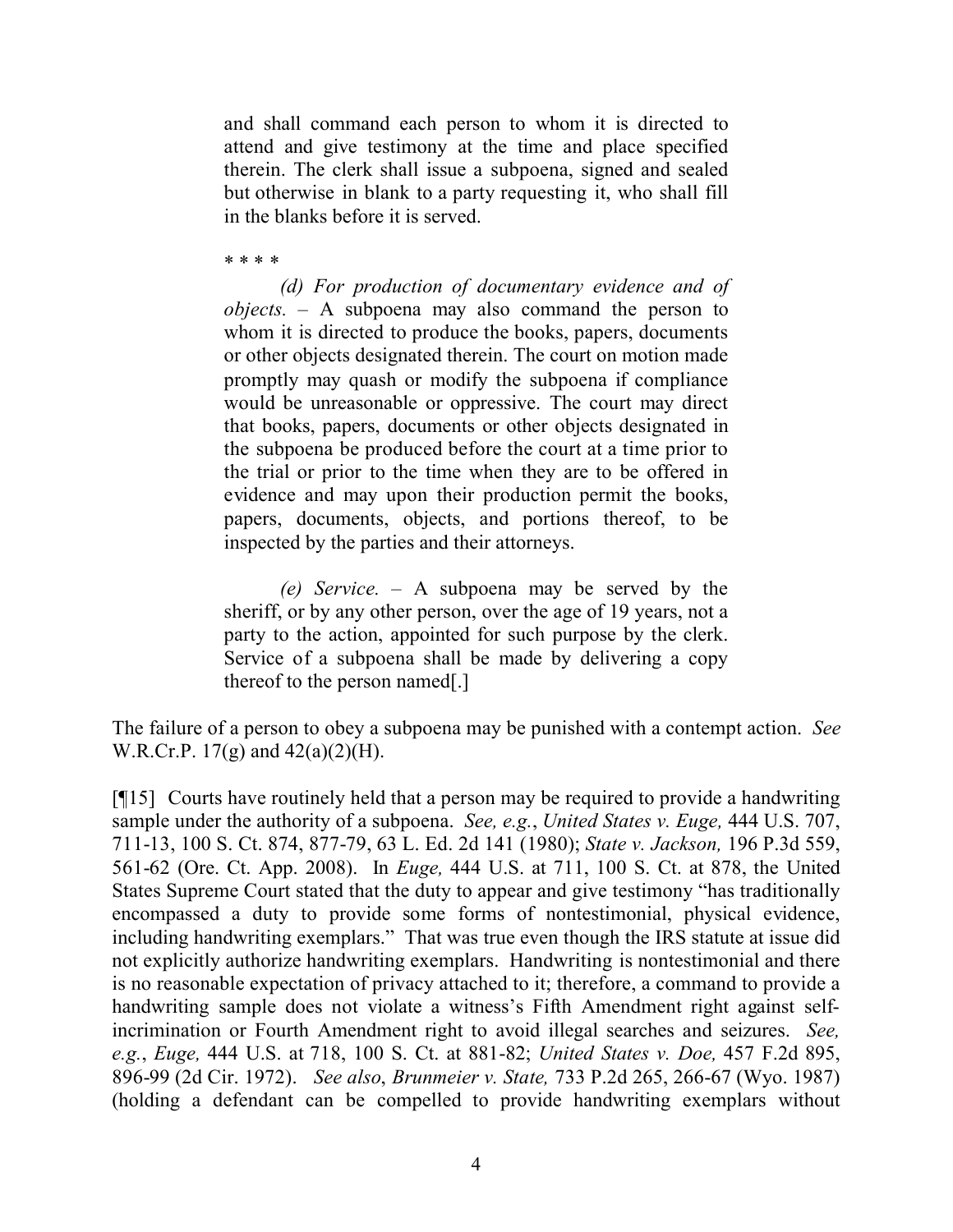> and shall command each person to whom it is directed to attend and give testimony at the time and place specified therein. The clerk shall issue a subpoena, signed and sealed but otherwise in blank to a party requesting it, who shall fill in the blanks before it is served.
>
> * * * *
>
> *(d) For production of documentary evidence and of objects.* – A subpoena may also command the person to whom it is directed to produce the books, papers, documents or other objects designated therein. The court on motion made promptly may quash or modify the subpoena if compliance would be unreasonable or oppressive. The court may direct that books, papers, documents or other objects designated in the subpoena be produced before the court at a time prior to the trial or prior to the time when they are to be offered in evidence and may upon their production permit the books, papers, documents, objects, and portions thereof, to be inspected by the parties and their attorneys.
>
> *(e) Service.* – A subpoena may be served by the sheriff, or by any other person, over the age of 19 years, not a party to the action, appointed for such purpose by the clerk. Service of a subpoena shall be made by delivering a copy thereof to the person named[.]

The failure of a person to obey a subpoena may be punished with a contempt action. *See* W.R.Cr.P. 17(g) and 42(a)(2)(H).

[¶15] Courts have routinely held that a person may be required to provide a handwriting sample under the authority of a subpoena. *See, e.g.*, *United States v. Euge,* 444 U.S. 707, 711-13, 100 S. Ct. 874, 877-79, 63 L. Ed. 2d 141 (1980); *State v. Jackson,* 196 P.3d 559, 561-62 (Ore. Ct. App. 2008). In *Euge,* 444 U.S. at 711, 100 S. Ct. at 878, the United States Supreme Court stated that the duty to appear and give testimony "has traditionally encompassed a duty to provide some forms of nontestimonial, physical evidence, including handwriting exemplars." That was true even though the IRS statute at issue did not explicitly authorize handwriting exemplars. Handwriting is nontestimonial and there is no reasonable expectation of privacy attached to it; therefore, a command to provide a handwriting sample does not violate a witness's Fifth Amendment right against self-incrimination or Fourth Amendment right to avoid illegal searches and seizures. *See, e.g.*, *Euge,* 444 U.S. at 718, 100 S. Ct. at 881-82; *United States v. Doe,* 457 F.2d 895, 896-99 (2d Cir. 1972). *See also*, *Brunmeier v. State,* 733 P.2d 265, 266-67 (Wyo. 1987) (holding a defendant can be compelled to provide handwriting exemplars without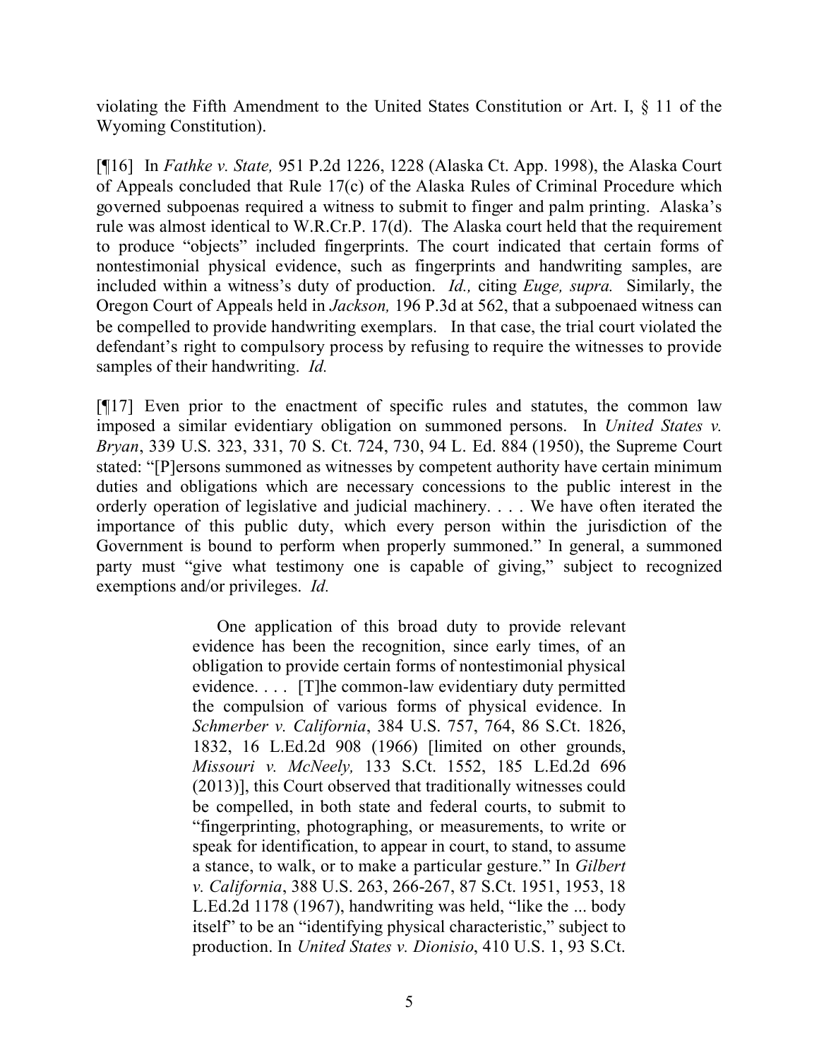violating the Fifth Amendment to the United States Constitution or Art. I, § 11 of the Wyoming Constitution).

[¶16] In *Fathke v. State,* 951 P.2d 1226, 1228 (Alaska Ct. App. 1998), the Alaska Court of Appeals concluded that Rule 17(c) of the Alaska Rules of Criminal Procedure which governed subpoenas required a witness to submit to finger and palm printing. Alaska's rule was almost identical to W.R.Cr.P. 17(d). The Alaska court held that the requirement to produce "objects" included fingerprints. The court indicated that certain forms of nontestimonial physical evidence, such as fingerprints and handwriting samples, are included within a witness's duty of production. *Id.,* citing *Euge, supra.* Similarly, the Oregon Court of Appeals held in *Jackson,* 196 P.3d at 562, that a subpoenaed witness can be compelled to provide handwriting exemplars. In that case, the trial court violated the defendant's right to compulsory process by refusing to require the witnesses to provide samples of their handwriting. *Id.*

[¶17] Even prior to the enactment of specific rules and statutes, the common law imposed a similar evidentiary obligation on summoned persons. In *United States v. Bryan*, 339 U.S. 323, 331, 70 S. Ct. 724, 730, 94 L. Ed. 884 (1950), the Supreme Court stated: "[P]ersons summoned as witnesses by competent authority have certain minimum duties and obligations which are necessary concessions to the public interest in the orderly operation of legislative and judicial machinery. . . . We have often iterated the importance of this public duty, which every person within the jurisdiction of the Government is bound to perform when properly summoned." In general, a summoned party must "give what testimony one is capable of giving," subject to recognized exemptions and/or privileges. *Id.*

> One application of this broad duty to provide relevant evidence has been the recognition, since early times, of an obligation to provide certain forms of nontestimonial physical evidence. . . . [T]he common-law evidentiary duty permitted the compulsion of various forms of physical evidence. In *Schmerber v. California*, 384 U.S. 757, 764, 86 S.Ct. 1826, 1832, 16 L.Ed.2d 908 (1966) [limited on other grounds, *Missouri v. McNeely,* 133 S.Ct. 1552, 185 L.Ed.2d 696 (2013)], this Court observed that traditionally witnesses could be compelled, in both state and federal courts, to submit to "fingerprinting, photographing, or measurements, to write or speak for identification, to appear in court, to stand, to assume a stance, to walk, or to make a particular gesture." In *Gilbert v. California*, 388 U.S. 263, 266-267, 87 S.Ct. 1951, 1953, 18 L.Ed.2d 1178 (1967), handwriting was held, "like the ... body itself" to be an "identifying physical characteristic," subject to production. In *United States v. Dionisio*, 410 U.S. 1, 93 S.Ct.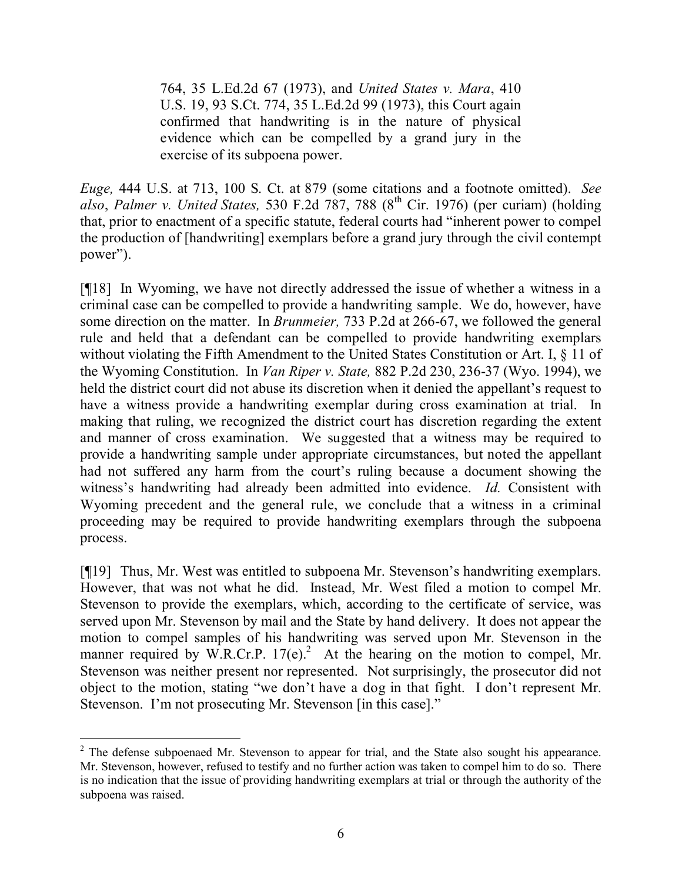> 764, 35 L.Ed.2d 67 (1973), and *United States v. Mara*, 410 U.S. 19, 93 S.Ct. 774, 35 L.Ed.2d 99 (1973), this Court again confirmed that handwriting is in the nature of physical evidence which can be compelled by a grand jury in the exercise of its subpoena power.

*Euge,* 444 U.S. at 713, 100 S. Ct. at 879 (some citations and a footnote omitted). *See also*, *Palmer v. United States,* 530 F.2d 787, 788 (8th Cir. 1976) (per curiam) (holding that, prior to enactment of a specific statute, federal courts had "inherent power to compel the production of [handwriting] exemplars before a grand jury through the civil contempt power").

[¶18] In Wyoming, we have not directly addressed the issue of whether a witness in a criminal case can be compelled to provide a handwriting sample. We do, however, have some direction on the matter. In *Brunmeier,* 733 P.2d at 266-67, we followed the general rule and held that a defendant can be compelled to provide handwriting exemplars without violating the Fifth Amendment to the United States Constitution or Art. I, § 11 of the Wyoming Constitution. In *Van Riper v. State,* 882 P.2d 230, 236-37 (Wyo. 1994), we held the district court did not abuse its discretion when it denied the appellant's request to have a witness provide a handwriting exemplar during cross examination at trial. In making that ruling, we recognized the district court has discretion regarding the extent and manner of cross examination. We suggested that a witness may be required to provide a handwriting sample under appropriate circumstances, but noted the appellant had not suffered any harm from the court's ruling because a document showing the witness's handwriting had already been admitted into evidence. *Id.* Consistent with Wyoming precedent and the general rule, we conclude that a witness in a criminal proceeding may be required to provide handwriting exemplars through the subpoena process.

[¶19] Thus, Mr. West was entitled to subpoena Mr. Stevenson's handwriting exemplars. However, that was not what he did. Instead, Mr. West filed a motion to compel Mr. Stevenson to provide the exemplars, which, according to the certificate of service, was served upon Mr. Stevenson by mail and the State by hand delivery. It does not appear the motion to compel samples of his handwriting was served upon Mr. Stevenson in the manner required by W.R.Cr.P. 17(e).[2] At the hearing on the motion to compel, Mr. Stevenson was neither present nor represented. Not surprisingly, the prosecutor did not object to the motion, stating "we don't have a dog in that fight. I don't represent Mr. Stevenson. I'm not prosecuting Mr. Stevenson [in this case]."

---

[2] The defense subpoenaed Mr. Stevenson to appear for trial, and the State also sought his appearance. Mr. Stevenson, however, refused to testify and no further action was taken to compel him to do so. There is no indication that the issue of providing handwriting exemplars at trial or through the authority of the subpoena was raised.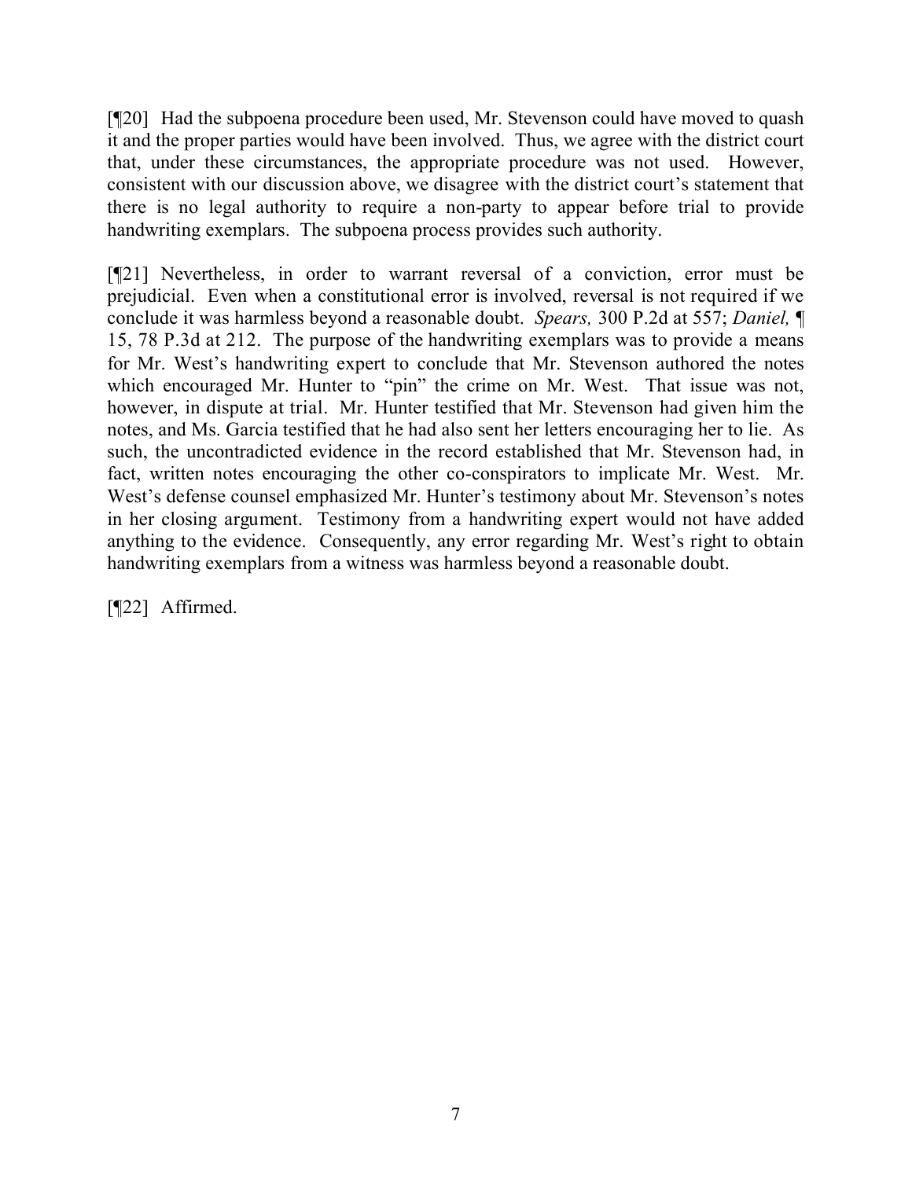[¶20] Had the subpoena procedure been used, Mr. Stevenson could have moved to quash it and the proper parties would have been involved. Thus, we agree with the district court that, under these circumstances, the appropriate procedure was not used. However, consistent with our discussion above, we disagree with the district court's statement that there is no legal authority to require a non-party to appear before trial to provide handwriting exemplars. The subpoena process provides such authority.

[¶21] Nevertheless, in order to warrant reversal of a conviction, error must be prejudicial. Even when a constitutional error is involved, reversal is not required if we conclude it was harmless beyond a reasonable doubt. *Spears,* 300 P.2d at 557; *Daniel,* ¶ 15, 78 P.3d at 212. The purpose of the handwriting exemplars was to provide a means for Mr. West's handwriting expert to conclude that Mr. Stevenson authored the notes which encouraged Mr. Hunter to "pin" the crime on Mr. West. That issue was not, however, in dispute at trial. Mr. Hunter testified that Mr. Stevenson had given him the notes, and Ms. Garcia testified that he had also sent her letters encouraging her to lie. As such, the uncontradicted evidence in the record established that Mr. Stevenson had, in fact, written notes encouraging the other co-conspirators to implicate Mr. West. Mr. West's defense counsel emphasized Mr. Hunter's testimony about Mr. Stevenson's notes in her closing argument. Testimony from a handwriting expert would not have added anything to the evidence. Consequently, any error regarding Mr. West's right to obtain handwriting exemplars from a witness was harmless beyond a reasonable doubt.

[¶22] Affirmed.